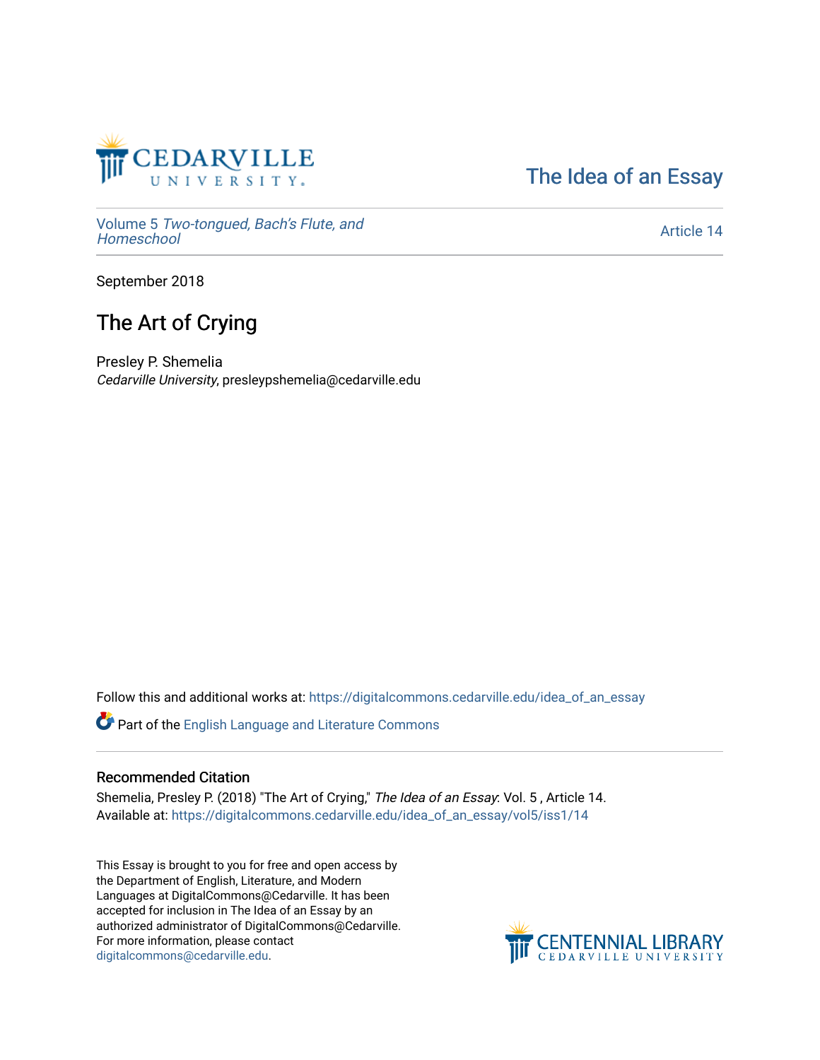The Idea of an Essay

Volume 5 *Two-tongued, Bach's Flute, and Homeschool*

Article 14

September 2018

# The Art of Crying

Presley P. Shemelia
*Cedarville University*, presleypshemelia@cedarville.edu

Follow this and additional works at: https://digitalcommons.cedarville.edu/idea_of_an_essay

Part of the English Language and Literature Commons

## Recommended Citation

Shemelia, Presley P. (2018) "The Art of Crying," *The Idea of an Essay*: Vol. 5 , Article 14.
Available at: https://digitalcommons.cedarville.edu/idea_of_an_essay/vol5/iss1/14

This Essay is brought to you for free and open access by the Department of English, Literature, and Modern Languages at DigitalCommons@Cedarville. It has been accepted for inclusion in The Idea of an Essay by an authorized administrator of DigitalCommons@Cedarville. For more information, please contact digitalcommons@cedarville.edu.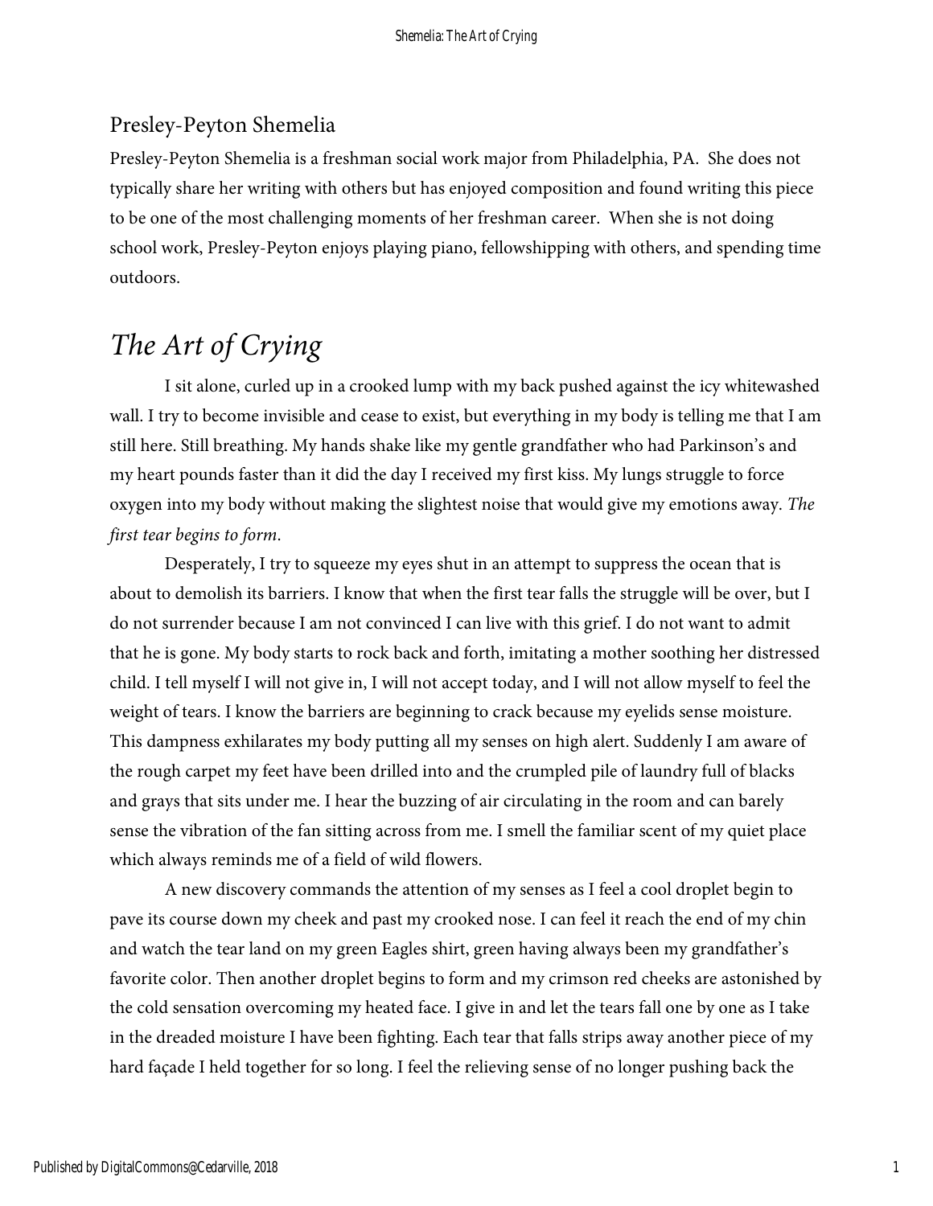## Presley-Peyton Shemelia

Presley-Peyton Shemelia is a freshman social work major from Philadelphia, PA. She does not typically share her writing with others but has enjoyed composition and found writing this piece to be one of the most challenging moments of her freshman career. When she is not doing school work, Presley-Peyton enjoys playing piano, fellowshipping with others, and spending time outdoors.

# *The Art of Crying*

I sit alone, curled up in a crooked lump with my back pushed against the icy whitewashed wall. I try to become invisible and cease to exist, but everything in my body is telling me that I am still here. Still breathing. My hands shake like my gentle grandfather who had Parkinson's and my heart pounds faster than it did the day I received my first kiss. My lungs struggle to force oxygen into my body without making the slightest noise that would give my emotions away. *The first tear begins to form*.

Desperately, I try to squeeze my eyes shut in an attempt to suppress the ocean that is about to demolish its barriers. I know that when the first tear falls the struggle will be over, but I do not surrender because I am not convinced I can live with this grief. I do not want to admit that he is gone. My body starts to rock back and forth, imitating a mother soothing her distressed child. I tell myself I will not give in, I will not accept today, and I will not allow myself to feel the weight of tears. I know the barriers are beginning to crack because my eyelids sense moisture. This dampness exhilarates my body putting all my senses on high alert. Suddenly I am aware of the rough carpet my feet have been drilled into and the crumpled pile of laundry full of blacks and grays that sits under me. I hear the buzzing of air circulating in the room and can barely sense the vibration of the fan sitting across from me. I smell the familiar scent of my quiet place which always reminds me of a field of wild flowers.

A new discovery commands the attention of my senses as I feel a cool droplet begin to pave its course down my cheek and past my crooked nose. I can feel it reach the end of my chin and watch the tear land on my green Eagles shirt, green having always been my grandfather's favorite color. Then another droplet begins to form and my crimson red cheeks are astonished by the cold sensation overcoming my heated face. I give in and let the tears fall one by one as I take in the dreaded moisture I have been fighting. Each tear that falls strips away another piece of my hard façade I held together for so long. I feel the relieving sense of no longer pushing back the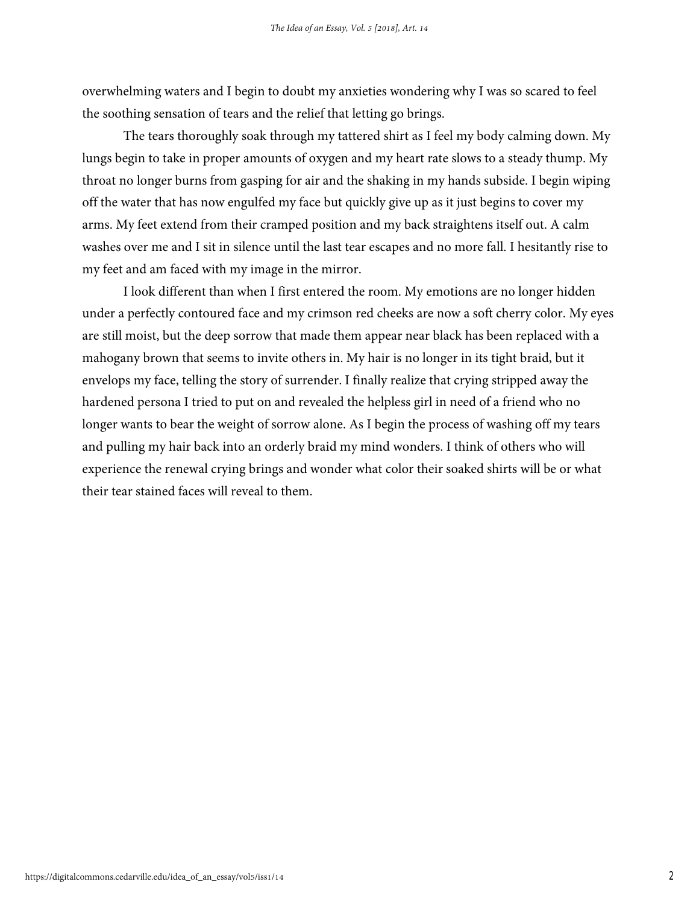overwhelming waters and I begin to doubt my anxieties wondering why I was so scared to feel the soothing sensation of tears and the relief that letting go brings.

The tears thoroughly soak through my tattered shirt as I feel my body calming down. My lungs begin to take in proper amounts of oxygen and my heart rate slows to a steady thump. My throat no longer burns from gasping for air and the shaking in my hands subside. I begin wiping off the water that has now engulfed my face but quickly give up as it just begins to cover my arms. My feet extend from their cramped position and my back straightens itself out. A calm washes over me and I sit in silence until the last tear escapes and no more fall. I hesitantly rise to my feet and am faced with my image in the mirror.

I look different than when I first entered the room. My emotions are no longer hidden under a perfectly contoured face and my crimson red cheeks are now a soft cherry color. My eyes are still moist, but the deep sorrow that made them appear near black has been replaced with a mahogany brown that seems to invite others in. My hair is no longer in its tight braid, but it envelops my face, telling the story of surrender. I finally realize that crying stripped away the hardened persona I tried to put on and revealed the helpless girl in need of a friend who no longer wants to bear the weight of sorrow alone. As I begin the process of washing off my tears and pulling my hair back into an orderly braid my mind wonders. I think of others who will experience the renewal crying brings and wonder what color their soaked shirts will be or what their tear stained faces will reveal to them.